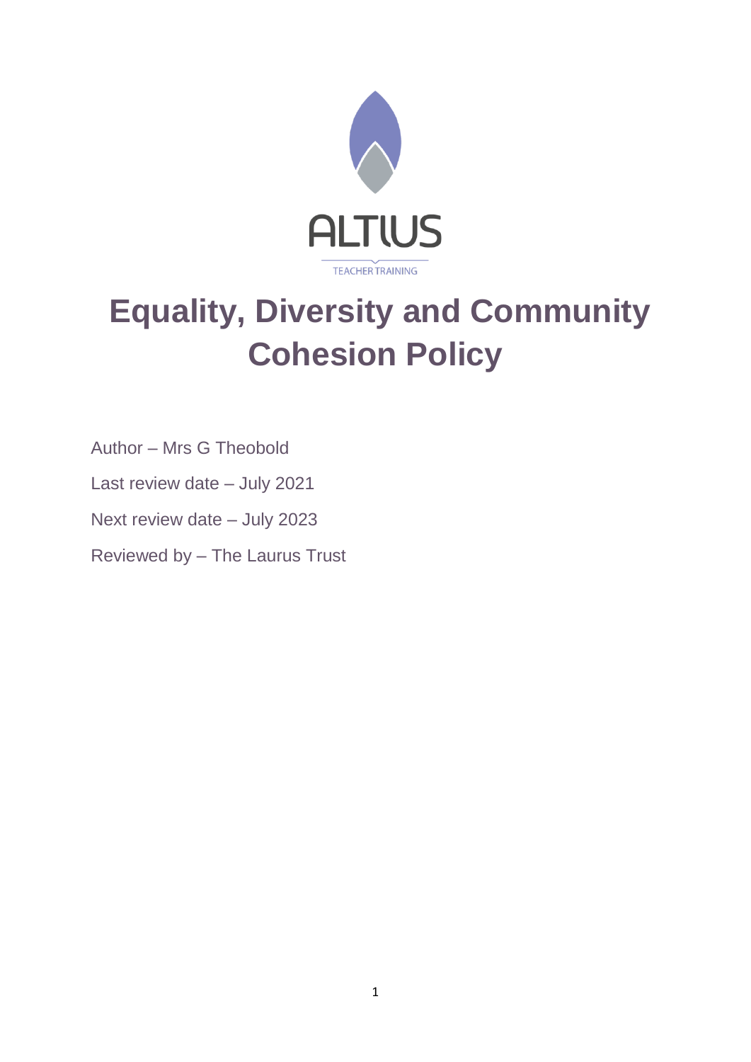ALTIUS

TEACHER TRAINING

# Equality, Diversity and Community Cohesion Policy

Author – Mrs G Theobold

Last review date – July 2021

Next review date – July 2023

Reviewed by – The Laurus Trust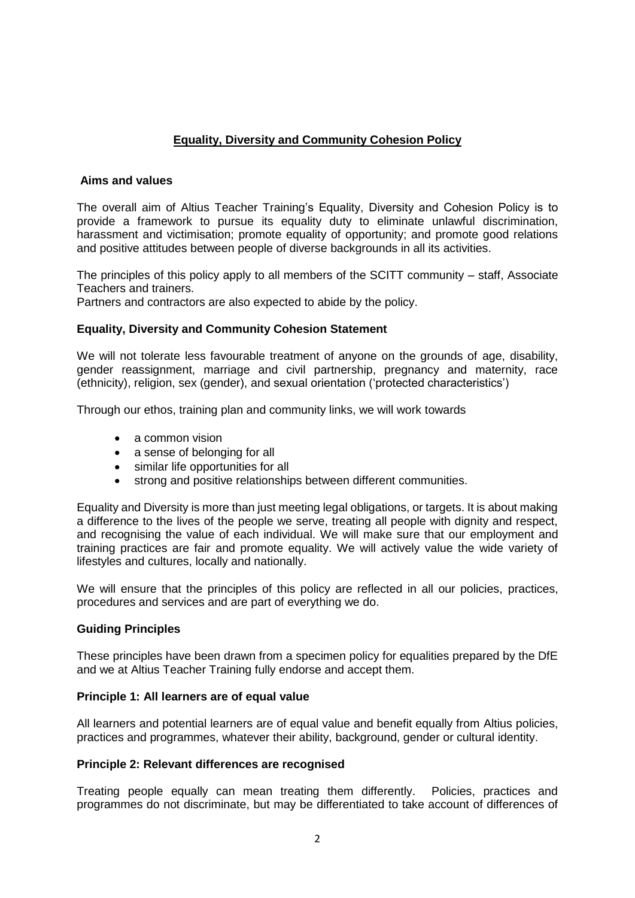# Equality, Diversity and Community Cohesion Policy

## Aims and values

The overall aim of Altius Teacher Training's Equality, Diversity and Cohesion Policy is to provide a framework to pursue its equality duty to eliminate unlawful discrimination, harassment and victimisation; promote equality of opportunity; and promote good relations and positive attitudes between people of diverse backgrounds in all its activities.

The principles of this policy apply to all members of the SCITT community – staff, Associate Teachers and trainers.

Partners and contractors are also expected to abide by the policy.

## Equality, Diversity and Community Cohesion Statement

We will not tolerate less favourable treatment of anyone on the grounds of age, disability, gender reassignment, marriage and civil partnership, pregnancy and maternity, race (ethnicity), religion, sex (gender), and sexual orientation ('protected characteristics')

Through our ethos, training plan and community links, we will work towards

- a common vision
- a sense of belonging for all
- similar life opportunities for all
- strong and positive relationships between different communities.

Equality and Diversity is more than just meeting legal obligations, or targets. It is about making a difference to the lives of the people we serve, treating all people with dignity and respect, and recognising the value of each individual. We will make sure that our employment and training practices are fair and promote equality. We will actively value the wide variety of lifestyles and cultures, locally and nationally.

We will ensure that the principles of this policy are reflected in all our policies, practices, procedures and services and are part of everything we do.

## Guiding Principles

These principles have been drawn from a specimen policy for equalities prepared by the DfE and we at Altius Teacher Training fully endorse and accept them.

### Principle 1: All learners are of equal value

All learners and potential learners are of equal value and benefit equally from Altius policies, practices and programmes, whatever their ability, background, gender or cultural identity.

### Principle 2: Relevant differences are recognised

Treating people equally can mean treating them differently. Policies, practices and programmes do not discriminate, but may be differentiated to take account of differences of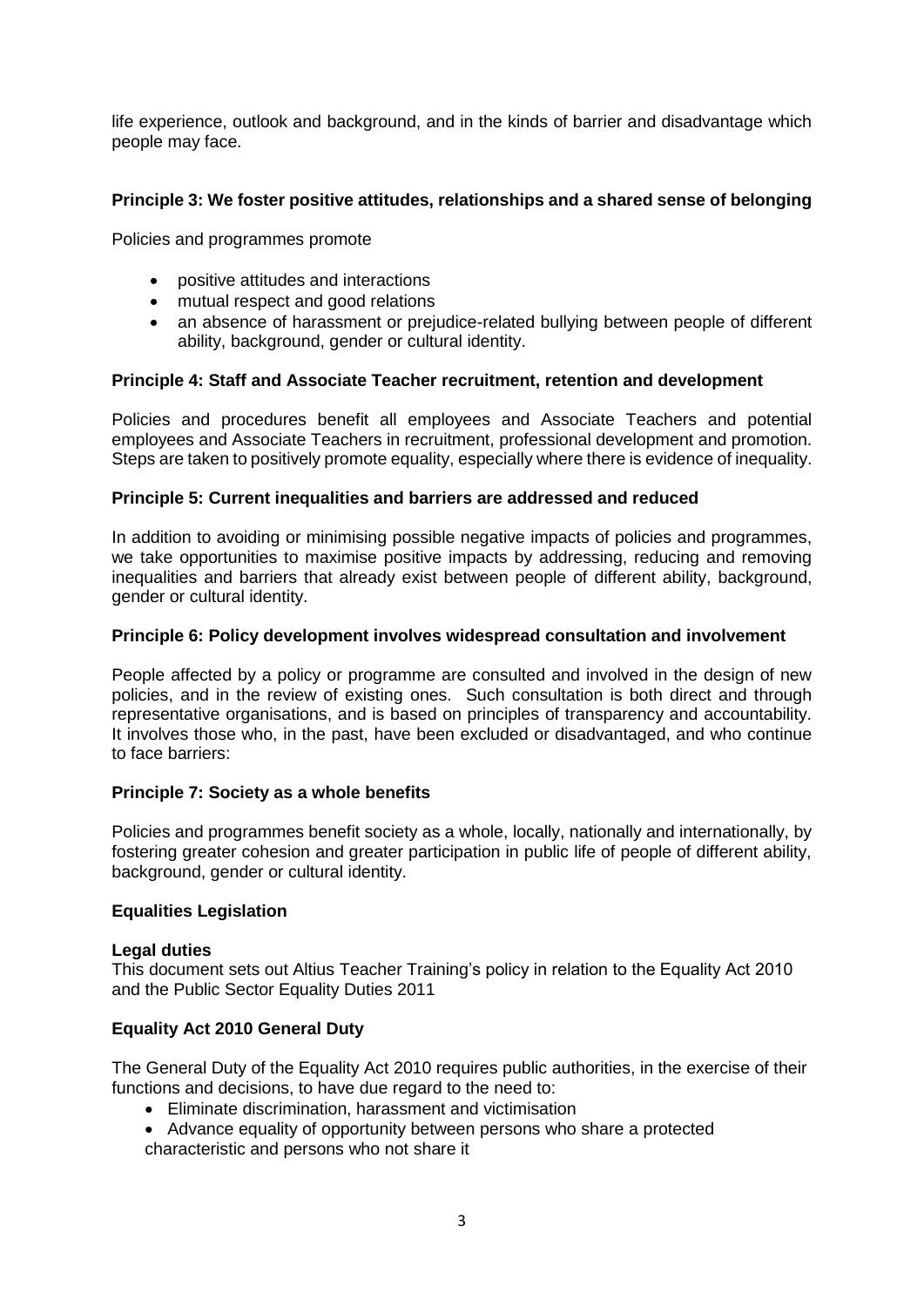life experience, outlook and background, and in the kinds of barrier and disadvantage which people may face.

**Principle 3: We foster positive attitudes, relationships and a shared sense of belonging**

Policies and programmes promote

- positive attitudes and interactions
- mutual respect and good relations
- an absence of harassment or prejudice-related bullying between people of different ability, background, gender or cultural identity.

**Principle 4: Staff and Associate Teacher recruitment, retention and development**

Policies and procedures benefit all employees and Associate Teachers and potential employees and Associate Teachers in recruitment, professional development and promotion. Steps are taken to positively promote equality, especially where there is evidence of inequality.

**Principle 5: Current inequalities and barriers are addressed and reduced**

In addition to avoiding or minimising possible negative impacts of policies and programmes, we take opportunities to maximise positive impacts by addressing, reducing and removing inequalities and barriers that already exist between people of different ability, background, gender or cultural identity.

**Principle 6: Policy development involves widespread consultation and involvement**

People affected by a policy or programme are consulted and involved in the design of new policies, and in the review of existing ones. Such consultation is both direct and through representative organisations, and is based on principles of transparency and accountability. It involves those who, in the past, have been excluded or disadvantaged, and who continue to face barriers:

**Principle 7: Society as a whole benefits**

Policies and programmes benefit society as a whole, locally, nationally and internationally, by fostering greater cohesion and greater participation in public life of people of different ability, background, gender or cultural identity.

**Equalities Legislation**

**Legal duties**

This document sets out Altius Teacher Training's policy in relation to the Equality Act 2010 and the Public Sector Equality Duties 2011

**Equality Act 2010 General Duty**

The General Duty of the Equality Act 2010 requires public authorities, in the exercise of their functions and decisions, to have due regard to the need to:

- Eliminate discrimination, harassment and victimisation
- Advance equality of opportunity between persons who share a protected characteristic and persons who not share it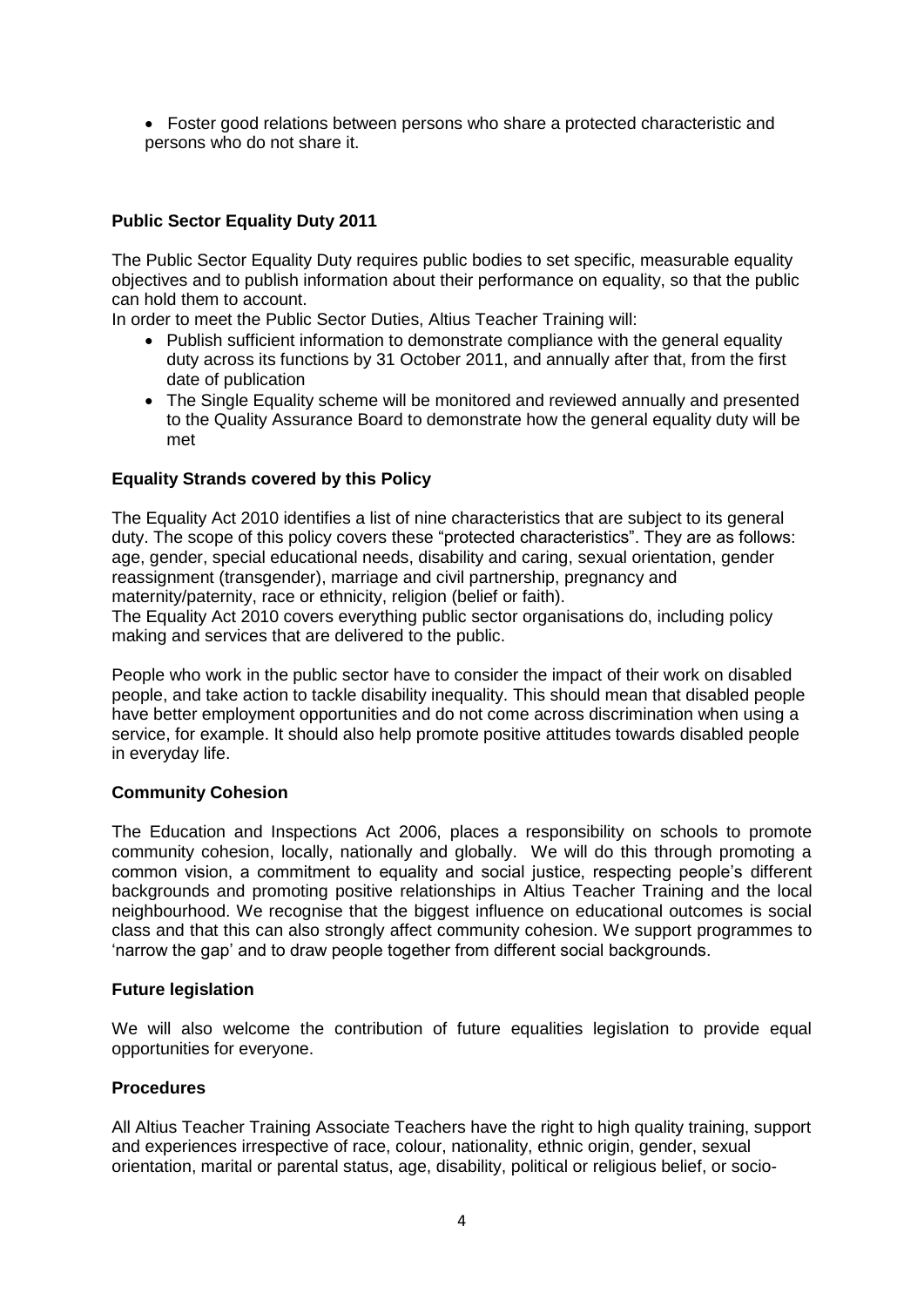- Foster good relations between persons who share a protected characteristic and persons who do not share it.

**Public Sector Equality Duty 2011**

The Public Sector Equality Duty requires public bodies to set specific, measurable equality objectives and to publish information about their performance on equality, so that the public can hold them to account.

In order to meet the Public Sector Duties, Altius Teacher Training will:

- Publish sufficient information to demonstrate compliance with the general equality duty across its functions by 31 October 2011, and annually after that, from the first date of publication
- The Single Equality scheme will be monitored and reviewed annually and presented to the Quality Assurance Board to demonstrate how the general equality duty will be met

**Equality Strands covered by this Policy**

The Equality Act 2010 identifies a list of nine characteristics that are subject to its general duty. The scope of this policy covers these "protected characteristics". They are as follows: age, gender, special educational needs, disability and caring, sexual orientation, gender reassignment (transgender), marriage and civil partnership, pregnancy and maternity/paternity, race or ethnicity, religion (belief or faith).

The Equality Act 2010 covers everything public sector organisations do, including policy making and services that are delivered to the public.

People who work in the public sector have to consider the impact of their work on disabled people, and take action to tackle disability inequality. This should mean that disabled people have better employment opportunities and do not come across discrimination when using a service, for example. It should also help promote positive attitudes towards disabled people in everyday life.

**Community Cohesion**

The Education and Inspections Act 2006, places a responsibility on schools to promote community cohesion, locally, nationally and globally. We will do this through promoting a common vision, a commitment to equality and social justice, respecting people's different backgrounds and promoting positive relationships in Altius Teacher Training and the local neighbourhood. We recognise that the biggest influence on educational outcomes is social class and that this can also strongly affect community cohesion. We support programmes to 'narrow the gap' and to draw people together from different social backgrounds.

**Future legislation**

We will also welcome the contribution of future equalities legislation to provide equal opportunities for everyone.

**Procedures**

All Altius Teacher Training Associate Teachers have the right to high quality training, support and experiences irrespective of race, colour, nationality, ethnic origin, gender, sexual orientation, marital or parental status, age, disability, political or religious belief, or socio-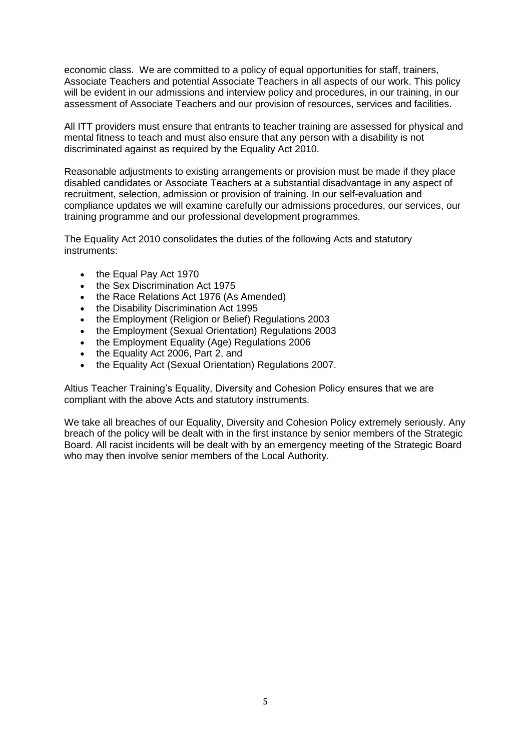economic class. We are committed to a policy of equal opportunities for staff, trainers, Associate Teachers and potential Associate Teachers in all aspects of our work. This policy will be evident in our admissions and interview policy and procedures, in our training, in our assessment of Associate Teachers and our provision of resources, services and facilities.

All ITT providers must ensure that entrants to teacher training are assessed for physical and mental fitness to teach and must also ensure that any person with a disability is not discriminated against as required by the Equality Act 2010.

Reasonable adjustments to existing arrangements or provision must be made if they place disabled candidates or Associate Teachers at a substantial disadvantage in any aspect of recruitment, selection, admission or provision of training. In our self-evaluation and compliance updates we will examine carefully our admissions procedures, our services, our training programme and our professional development programmes.

The Equality Act 2010 consolidates the duties of the following Acts and statutory instruments:

- the Equal Pay Act 1970
- the Sex Discrimination Act 1975
- the Race Relations Act 1976 (As Amended)
- the Disability Discrimination Act 1995
- the Employment (Religion or Belief) Regulations 2003
- the Employment (Sexual Orientation) Regulations 2003
- the Employment Equality (Age) Regulations 2006
- the Equality Act 2006, Part 2, and
- the Equality Act (Sexual Orientation) Regulations 2007.

Altius Teacher Training's Equality, Diversity and Cohesion Policy ensures that we are compliant with the above Acts and statutory instruments.

We take all breaches of our Equality, Diversity and Cohesion Policy extremely seriously. Any breach of the policy will be dealt with in the first instance by senior members of the Strategic Board. All racist incidents will be dealt with by an emergency meeting of the Strategic Board who may then involve senior members of the Local Authority.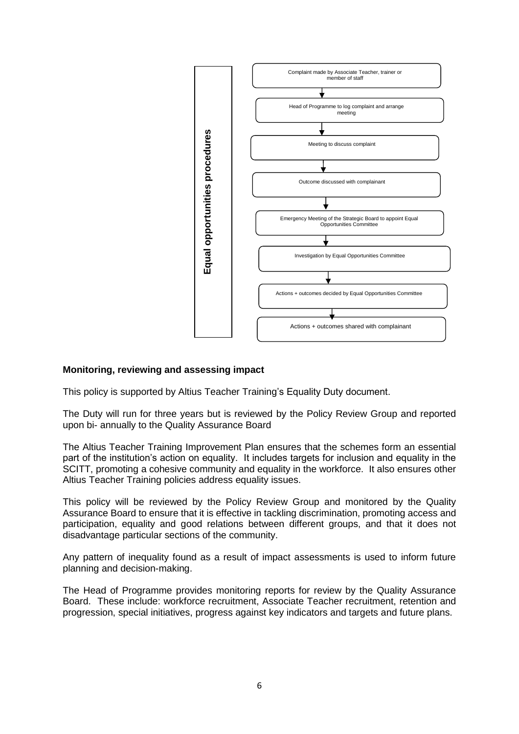**Equal opportunities procedures**

Complaint made by Associate Teacher, trainer or member of staff

↓

Head of Programme to log complaint and arrange meeting

↓

Meeting to discuss complaint

↓

Outcome discussed with complainant

↓

Emergency Meeting of the Strategic Board to appoint Equal Opportunities Committee

↓

Investigation by Equal Opportunities Committee

↓

Actions + outcomes decided by Equal Opportunities Committee

↓

Actions + outcomes shared with complainant

**Monitoring, reviewing and assessing impact**

This policy is supported by Altius Teacher Training's Equality Duty document.

The Duty will run for three years but is reviewed by the Policy Review Group and reported upon bi- annually to the Quality Assurance Board

The Altius Teacher Training Improvement Plan ensures that the schemes form an essential part of the institution's action on equality. It includes targets for inclusion and equality in the SCITT, promoting a cohesive community and equality in the workforce. It also ensures other Altius Teacher Training policies address equality issues.

This policy will be reviewed by the Policy Review Group and monitored by the Quality Assurance Board to ensure that it is effective in tackling discrimination, promoting access and participation, equality and good relations between different groups, and that it does not disadvantage particular sections of the community.

Any pattern of inequality found as a result of impact assessments is used to inform future planning and decision-making.

The Head of Programme provides monitoring reports for review by the Quality Assurance Board. These include: workforce recruitment, Associate Teacher recruitment, retention and progression, special initiatives, progress against key indicators and targets and future plans.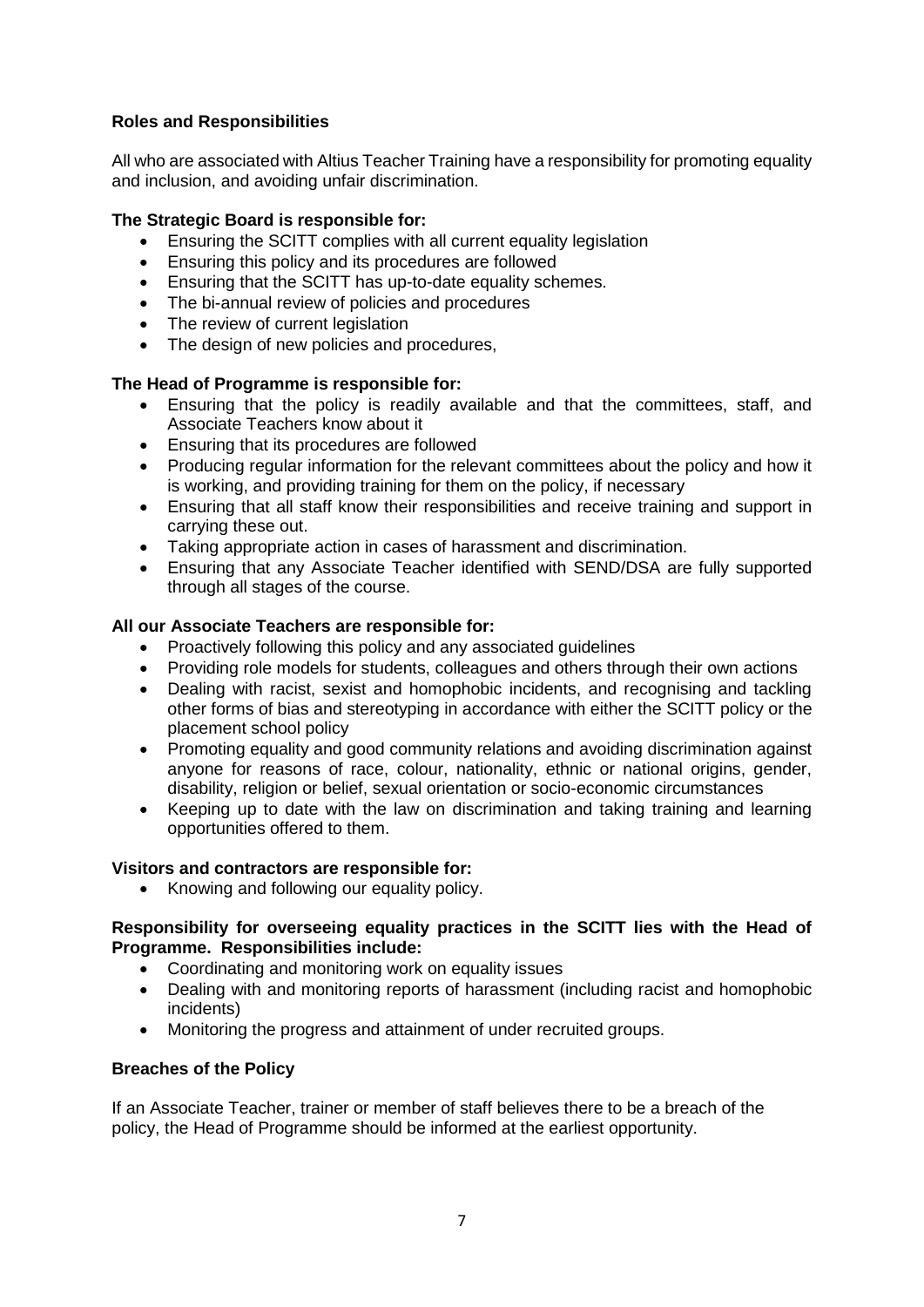## Roles and Responsibilities

All who are associated with Altius Teacher Training have a responsibility for promoting equality and inclusion, and avoiding unfair discrimination.

**The Strategic Board is responsible for:**

- Ensuring the SCITT complies with all current equality legislation
- Ensuring this policy and its procedures are followed
- Ensuring that the SCITT has up-to-date equality schemes.
- The bi-annual review of policies and procedures
- The review of current legislation
- The design of new policies and procedures,

**The Head of Programme is responsible for:**

- Ensuring that the policy is readily available and that the committees, staff, and Associate Teachers know about it
- Ensuring that its procedures are followed
- Producing regular information for the relevant committees about the policy and how it is working, and providing training for them on the policy, if necessary
- Ensuring that all staff know their responsibilities and receive training and support in carrying these out.
- Taking appropriate action in cases of harassment and discrimination.
- Ensuring that any Associate Teacher identified with SEND/DSA are fully supported through all stages of the course.

**All our Associate Teachers are responsible for:**

- Proactively following this policy and any associated guidelines
- Providing role models for students, colleagues and others through their own actions
- Dealing with racist, sexist and homophobic incidents, and recognising and tackling other forms of bias and stereotyping in accordance with either the SCITT policy or the placement school policy
- Promoting equality and good community relations and avoiding discrimination against anyone for reasons of race, colour, nationality, ethnic or national origins, gender, disability, religion or belief, sexual orientation or socio-economic circumstances
- Keeping up to date with the law on discrimination and taking training and learning opportunities offered to them.

**Visitors and contractors are responsible for:**

- Knowing and following our equality policy.

**Responsibility for overseeing equality practices in the SCITT lies with the Head of Programme. Responsibilities include:**

- Coordinating and monitoring work on equality issues
- Dealing with and monitoring reports of harassment (including racist and homophobic incidents)
- Monitoring the progress and attainment of under recruited groups.

## Breaches of the Policy

If an Associate Teacher, trainer or member of staff believes there to be a breach of the policy, the Head of Programme should be informed at the earliest opportunity.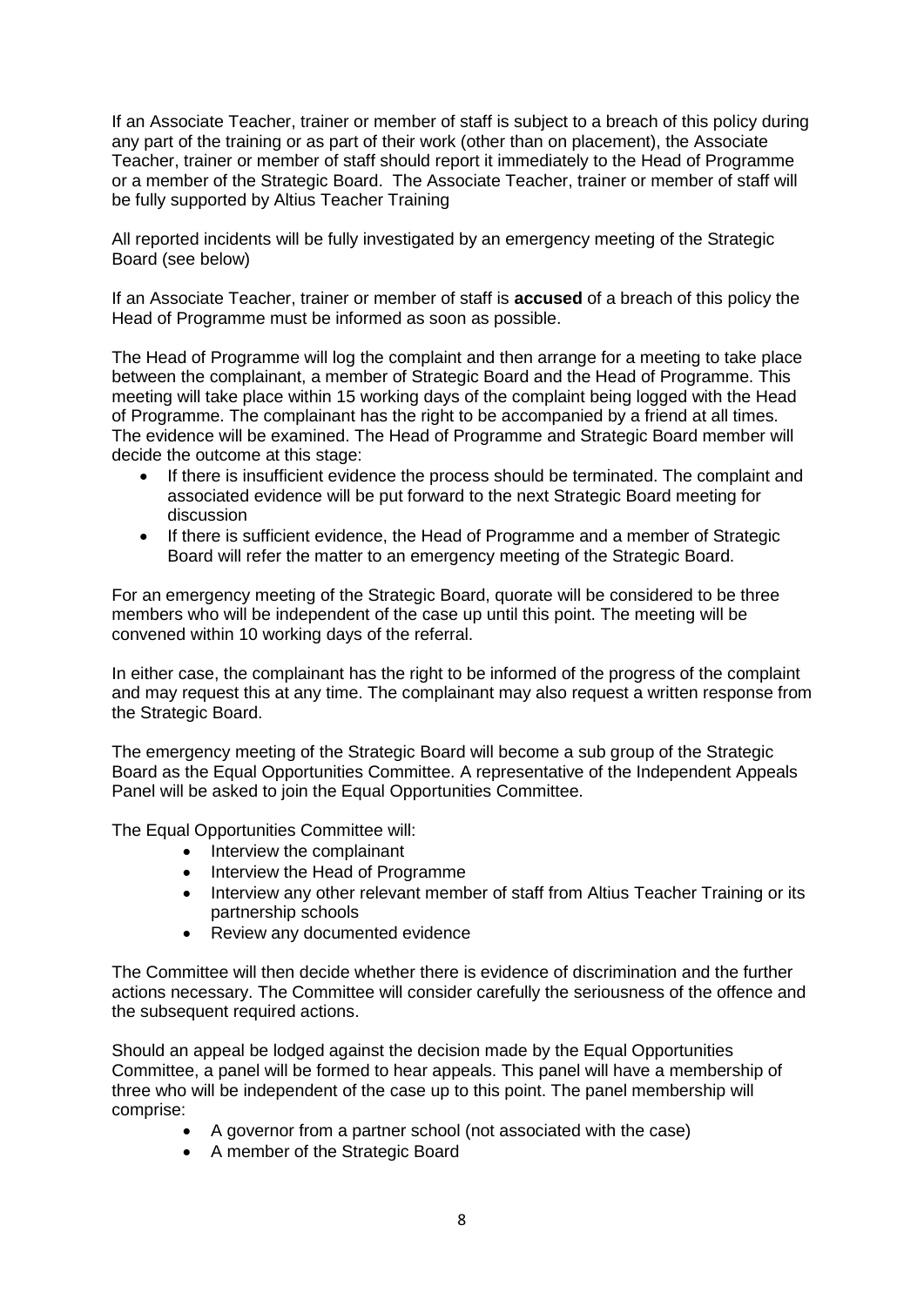If an Associate Teacher, trainer or member of staff is subject to a breach of this policy during any part of the training or as part of their work (other than on placement), the Associate Teacher, trainer or member of staff should report it immediately to the Head of Programme or a member of the Strategic Board. The Associate Teacher, trainer or member of staff will be fully supported by Altius Teacher Training

All reported incidents will be fully investigated by an emergency meeting of the Strategic Board (see below)

If an Associate Teacher, trainer or member of staff is **accused** of a breach of this policy the Head of Programme must be informed as soon as possible.

The Head of Programme will log the complaint and then arrange for a meeting to take place between the complainant, a member of Strategic Board and the Head of Programme. This meeting will take place within 15 working days of the complaint being logged with the Head of Programme. The complainant has the right to be accompanied by a friend at all times. The evidence will be examined. The Head of Programme and Strategic Board member will decide the outcome at this stage:

- If there is insufficient evidence the process should be terminated. The complaint and associated evidence will be put forward to the next Strategic Board meeting for discussion
- If there is sufficient evidence, the Head of Programme and a member of Strategic Board will refer the matter to an emergency meeting of the Strategic Board.

For an emergency meeting of the Strategic Board, quorate will be considered to be three members who will be independent of the case up until this point. The meeting will be convened within 10 working days of the referral.

In either case, the complainant has the right to be informed of the progress of the complaint and may request this at any time. The complainant may also request a written response from the Strategic Board.

The emergency meeting of the Strategic Board will become a sub group of the Strategic Board as the Equal Opportunities Committee. A representative of the Independent Appeals Panel will be asked to join the Equal Opportunities Committee.

The Equal Opportunities Committee will:

- Interview the complainant
- Interview the Head of Programme
- Interview any other relevant member of staff from Altius Teacher Training or its partnership schools
- Review any documented evidence

The Committee will then decide whether there is evidence of discrimination and the further actions necessary. The Committee will consider carefully the seriousness of the offence and the subsequent required actions.

Should an appeal be lodged against the decision made by the Equal Opportunities Committee, a panel will be formed to hear appeals. This panel will have a membership of three who will be independent of the case up to this point. The panel membership will comprise:

- A governor from a partner school (not associated with the case)
- A member of the Strategic Board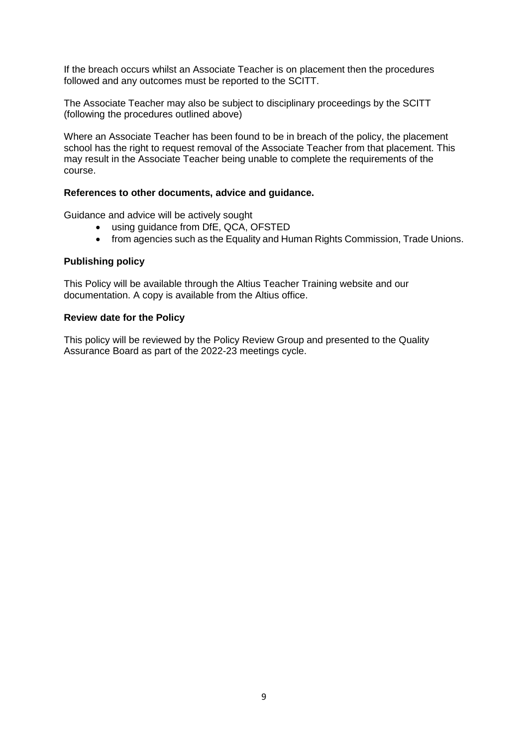If the breach occurs whilst an Associate Teacher is on placement then the procedures followed and any outcomes must be reported to the SCITT.

The Associate Teacher may also be subject to disciplinary proceedings by the SCITT (following the procedures outlined above)

Where an Associate Teacher has been found to be in breach of the policy, the placement school has the right to request removal of the Associate Teacher from that placement. This may result in the Associate Teacher being unable to complete the requirements of the course.

**References to other documents, advice and guidance.**

Guidance and advice will be actively sought

- using guidance from DfE, QCA, OFSTED
- from agencies such as the Equality and Human Rights Commission, Trade Unions.

**Publishing policy**

This Policy will be available through the Altius Teacher Training website and our documentation. A copy is available from the Altius office.

**Review date for the Policy**

This policy will be reviewed by the Policy Review Group and presented to the Quality Assurance Board as part of the 2022-23 meetings cycle.